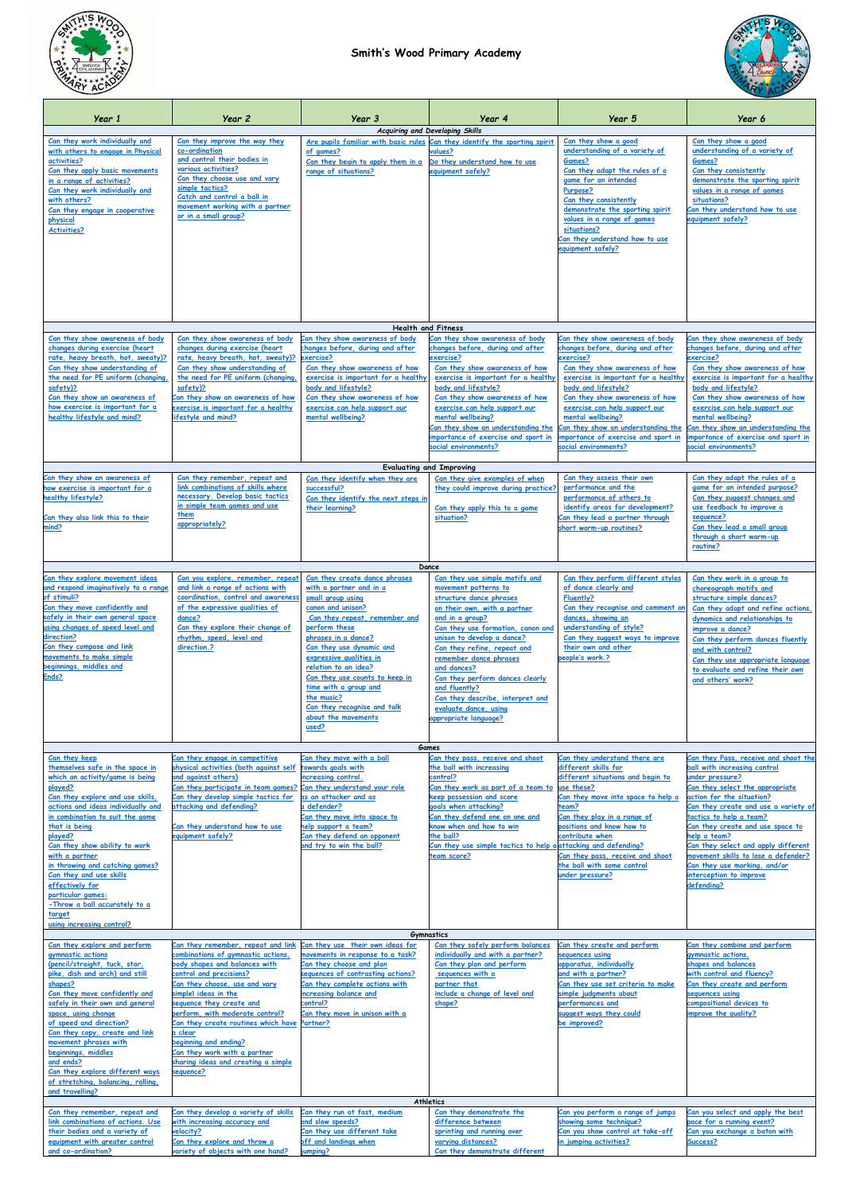# Smith's Wood Primary Academy

| Year 1 | Year 2 | Year 3 | Year 4 | Year 5 | Year 6 |
|---|---|---|---|---|---|
| **Acquiring and Developing Skills** | | | | | |
| Can they work individually and with others to engage in Physical activities? Can they apply basic movements in a range of activities? Can they work individually and with others? Can they engage in cooperative physical Activities? | Can they improve the way they co-ordination and control their bodies in various activities? Can they choose use and vary simple tactics? Catch and control a ball in movement working with a partner or in a small group? | Are pupils familiar with basic rules of games? Can they begin to apply them in a range of situations? | Can they identify the sporting spirit values? Do they understand how to use equipment safely? | Can they show a good understanding of a variety of Games? Can they adapt the rules of a game for an intended Purpose? Can they consistently demonstrate the sporting spirit values in a range of games situations? Can they understand how to use equipment safely? | Can they show a good understanding of a variety of Games? Can they consistently demonstrate the sporting spirit values in a range of games situations? Can they understand how to use equipment safely? |
| **Health and Fitness** | | | | | |
| Can they show awareness of body changes during exercise (heart rate, heavy breath, hot, sweaty)? Can they show understanding of the need for PE uniform (changing, safety)? Can they show an awareness of how exercise is important for a healthy lifestyle and mind? | Can they show awareness of body changes during exercise (heart rate, heavy breath, hot, sweaty)? Can they show understanding of the need for PE uniform (changing, safety)? Can they show an awareness of how exercise is important for a healthy lifestyle and mind? | Can they show awareness of body changes before, during and after exercise? Can they show awareness of how exercise is important for a healthy body and lifestyle? Can they show awareness of how exercise can help support our mental wellbeing? | Can they show awareness of body changes before, during and after exercise? Can they show awareness of how exercise is important for a healthy body and lifestyle? Can they show awareness of how exercise can help support our mental wellbeing? Can they show an understanding the importance of exercise and sport in social environments? | Can they show awareness of body changes before, during and after exercise? Can they show awareness of how exercise is important for a healthy body and lifestyle? Can they show awareness of how exercise can help support our mental wellbeing? Can they show an understanding the importance of exercise and sport in social environments? | Can they show awareness of body changes before, during and after exercise? Can they show awareness of how exercise is important for a healthy body and lifestyle? Can they show awareness of how exercise can help support our mental wellbeing? Can they show an understanding the importance of exercise and sport in social environments? |
| **Evaluating and Improving** | | | | | |
| Can they show an awareness of how exercise is important for a healthy lifestyle? Can they also link this to their mind? | Can they remember, repeat and link combinations of skills where necessary. Develop basic tactics in simple team games and use them appropriately? | Can they identify when they are successful? Can they identify the next steps in their learning? | Can they give examples of when they could improve during practice? Can they apply this to a game situation? | Can they assess their own performance and the performance of others to identify areas for development? Can they lead a partner through short warm-up routines? | Can they adapt the rules of a game for an intended purpose? Can they suggest changes and use feedback to improve a sequence? Can they lead a small group through a short warm-up routine? |
| **Dance** | | | | | |
| Can they explore movement ideas and respond imaginatively to a range of stimuli? Can they move confidently and safely in their own general space using changes of speed level and direction? Can they compose and link movements to make simple beginnings, middles and Ends? | Can you explore, remember, repeat and link a range of actions with coordination, control and awareness of the expressive qualities of dance? Can they explore their change of rhythm, speed, level and direction.? | Can they create dance phrases with a partner and in a small group using canon and unison? Can they repeat, remember and perform these phrases in a dance? Can they use dynamic and expressive qualities in relation to an idea? Can they use counts to keep in time with a group and the music? Can they recognise and talk about the movements used? | Can they use simple motifs and movement patterns to structure dance phrases on their own, with a partner and in a group? Can they use formation, canon and unison to develop a dance? Can they refine, repeat and remember dance phrases and dances? Can they perform dances clearly and fluently? Can they describe, interpret and evaluate dance, using appropriate language? | Can they perform different styles of dance clearly and Fluently? Can they recognise and comment on dances, showing an understanding of style? Can they suggest ways to improve their own and other people's work.? | Can they work in a group to choreograph motifs and structure simple dances? Can they adapt and refine actions, dynamics and relationships to improve a dance? Can they perform dances fluently and with control? Can they use appropriate language to evaluate and refine their own and others' work? |
| **Games** | | | | | |
| Can they keep themselves safe in the space in which an activity/game is being played? Can they explore and use skills, actions and ideas individually and in combination to suit the game that is being played? Can they show ability to work with a partner in throwing and catching games? Can they and use skills effectively for particular games: -Throw a ball accurately to a target using increasing control? | Can they engage in competitive physical activities (both against self and against others)? Can they participate in team games? Can they develop simple tactics for attacking and defending? Can they understand how to use equipment safely? | Can they move with a ball towards goals with increasing control. Can they understand your role as an attacker and as a defender? Can they move into space to help support a team? Can they defend an opponent and try to win the ball? | Can they pass, receive and shoot the ball with increasing control? Can they work as part of a team to keep possession and score goals when attacking? Can they defend one on one and know when and how to win the ball? Can they use simple tactics to help a team score? | Can they understand there are different skills for different situations and begin to use these? Can they move into space to help a team? Can they play in a range of positions and know how to contribute when attacking and defending? Can they pass, receive and shoot the ball with some control under pressure? | Can they Pass, receive and shoot the ball with increasing control under pressure? Can they select the appropriate action for the situation? Can they create and use a variety of tactics to help a team? Can they create and use space to help a team? Can they select and apply different movement skills to lose a defender? Can they use marking, and/or interception to improve defending? |
| **Gymnastics** | | | | | |
| Can they explore and perform gymnastic actions (pencil/straight, tuck, star, pike, dish and arch) and still shapes? Can they move confidently and safely in their own and general space, using change of speed and direction? Can they copy, create and link movement phrases with beginnings, middles and ends? Can they explore different ways of stretching, balancing, rolling, and travelling? | Can they remember, repeat and link combinations of gymnastic actions, body shapes and balances with control and precisions? Can they choose, use and vary simple ideas in the sequence they create and perform, with moderate control? Can they create routines which have a clear beginning and ending? Can they work with a partner sharing ideas and creating a simple sequence? | Can they use their own ideas for movements in response to a task? Can they choose and plan sequences of contrasting actions? Can they complete actions with increasing balance and control? Can they move in unison with a Partner? | Can they safely perform balances individually and with a partner? Can they plan and perform sequences with a partner that include a change of level and shape? | Can they create and perform sequences using apparatus, individually and with a partner? Can they use set criteria to make simple judgments about performances and suggest ways they could be improved? | Can they combine and perform gymnastic actions, shapes and balances with control and fluency? Can they create and perform sequences using compositional devices to improve the quality? |
| **Athletics** | | | | | |
| Can they remember, repeat and link combinations of actions. Use their bodies and a variety of equipment with greater control and co-ordination? | Can they develop a variety of skills with increasing accuracy and velocity? Can they explore and throw a variety of objects with one hand? | Can they run at fast, medium and slow speeds? Can they use different take off and landings when jumping? | Can they demonstrate the difference between sprinting and running over varying distances? Can they demonstrate different | Can you perform a range of jumps showing some technique? Can you show control at take-off in jumping activities? | Can you select and apply the best pace for a running event? Can you exchange a baton with Success? |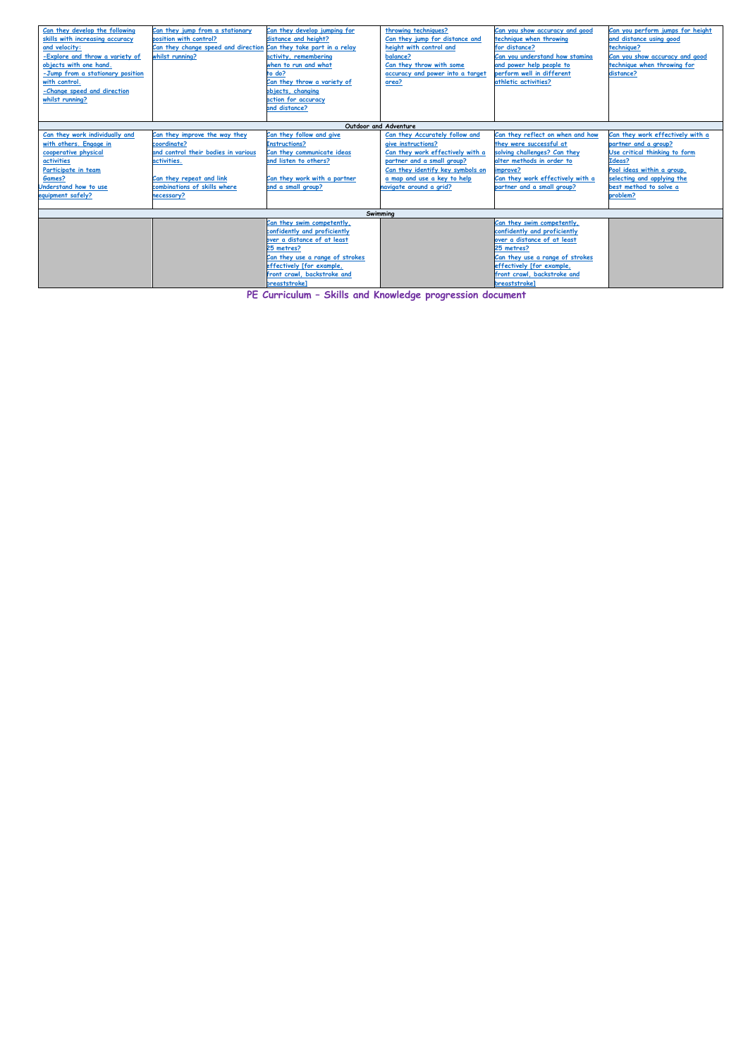| | | | | | |
|---|---|---|---|---|---|
| Can they develop the following skills with increasing accuracy and velocity:<br>-Explore and throw a variety of objects with one hand.<br>-Jump from a stationary position with control.<br>-Change speed and direction whilst running? | Can they jump from a stationary position with control?<br>Can they change speed and direction whilst running? | Can they develop jumping for distance and height?<br>Can they take part in a relay activity, remembering when to run and what to do?<br>Can they throw a variety of objects, changing action for accuracy and distance? | throwing techniques?<br>Can they jump for distance and height with control and balance?<br>Can they throw with some accuracy and power into a target area? | Can you show accuracy and good technique when throwing for distance?<br>Can you understand how stamina and power help people to perform well in different athletic activities? | Can you perform jumps for height and distance using good technique?<br>Can you show accuracy and good technique when throwing for distance? |
| Outdoor and Adventure | | | | | |
| Can they work individually and with others. Engage in cooperative physical activities<br>Participate in team Games?<br>Understand how to use equipment safely? | Can they improve the way they coordinate?<br>and control their bodies in various activities.<br><br>Can they repeat and link combinations of skills where necessary? | Can they follow and give Instructions?<br>Can they communicate ideas and listen to others?<br><br>Can they work with a partner and a small group? | Can they Accurately follow and give instructions?<br>Can they work effectively with a partner and a small group?<br>Can they identify key symbols on a map and use a key to help navigate around a grid? | Can they reflect on when and how they were successful at solving challenges? Can they alter methods in order to improve?<br>Can they work effectively with a partner and a small group? | Can they work effectively with a partner and a group?<br>Use critical thinking to form Ideas?<br>Pool ideas within a group, selecting and applying the best method to solve a problem? |
| *Swimming* | | | | | |
| | | Can they swim competently, confidently and proficiently over a distance of at least 25 metres?<br>Can they use a range of strokes effectively [for example, front crawl, backstroke and breaststroke] | | Can they swim competently, confidently and proficiently over a distance of at least 25 metres?<br>Can they use a range of strokes effectively [for example, front crawl, backstroke and breaststroke] | |

**PE Curriculum – Skills and Knowledge progression document**